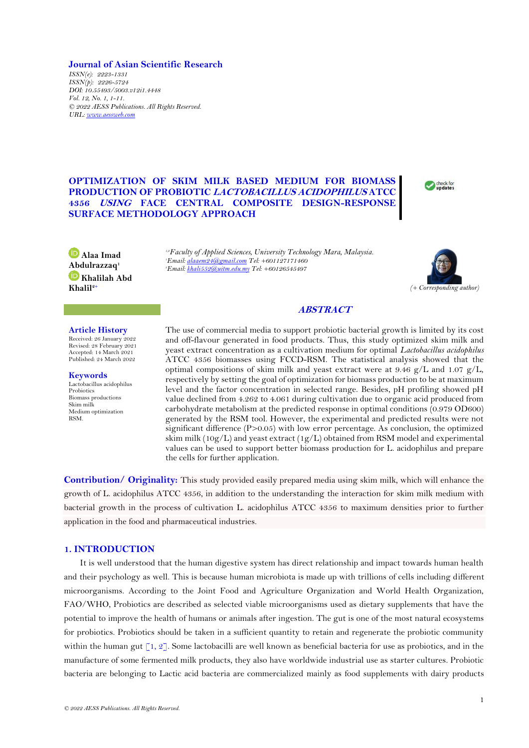**Journal of Asian Scientific Research**

*ISSN(e): 2223-1331*
*ISSN(p): 2226-5724*
*DOI: 10.55493/5003.v12i1.4448*
*Vol. 12, No. 1, 1-11.*
*© 2022 AESS Publications. All Rights Reserved.*
*URL: www.aessweb.com*

# OPTIMIZATION OF SKIM MILK BASED MEDIUM FOR BIOMASS PRODUCTION OF PROBIOTIC *LACTOBACILLUS ACIDOPHILUS* ATCC 4356 *USING* FACE CENTRAL COMPOSITE DESIGN-RESPONSE SURFACE METHODOLOGY APPROACH

**Alaa Imad Abdulrazzaq**[1]
**Khalilah Abd Khalil**[2+]

[1,2]*Faculty of Applied Sciences, University Technology Mara, Malaysia.*
[1]*Email: alaaem24@gmail.com Tel: +601127171460*
[2]*Email: khali552@uitm.edu.my Tel: +60126545497*

*(+ Corresponding author)*

**Article History**
Received: 26 January 2022
Revised: 28 February 2021
Accepted: 14 March 2021
Published: 24 March 2022

**Keywords**
Lactobacillus acidophilus
Probiotics
Biomass productions
Skim milk
Medium optimization
RSM.

## *ABSTRACT*

The use of commercial media to support probiotic bacterial growth is limited by its cost and off-flavour generated in food products. Thus, this study optimized skim milk and yeast extract concentration as a cultivation medium for optimal *Lactobacillus acidophilus* ATCC 4356 biomasses using FCCD-RSM. The statistical analysis showed that the optimal compositions of skim milk and yeast extract were at 9.46 g/L and 1.07 g/L, respectively by setting the goal of optimization for biomass production to be at maximum level and the factor concentration in selected range. Besides, pH profiling showed pH value declined from 4.262 to 4.061 during cultivation due to organic acid produced from carbohydrate metabolism at the predicted response in optimal conditions (0.979 OD600) generated by the RSM tool. However, the experimental and predicted results were not significant difference (P>0.05) with low error percentage. As conclusion, the optimized skim milk (10g/L) and yeast extract (1g/L) obtained from RSM model and experimental values can be used to support better biomass production for L. acidophilus and prepare the cells for further application.

**Contribution/ Originality:** This study provided easily prepared media using skim milk, which will enhance the growth of L. acidophilus ATCC 4356, in addition to the understanding the interaction for skim milk medium with bacterial growth in the process of cultivation L. acidophilus ATCC 4356 to maximum densities prior to further application in the food and pharmaceutical industries.

## 1. INTRODUCTION

It is well understood that the human digestive system has direct relationship and impact towards human health and their psychology as well. This is because human microbiota is made up with trillions of cells including different microorganisms. According to the Joint Food and Agriculture Organization and World Health Organization, FAO/WHO, Probiotics are described as selected viable microorganisms used as dietary supplements that have the potential to improve the health of humans or animals after ingestion. The gut is one of the most natural ecosystems for probiotics. Probiotics should be taken in a sufficient quantity to retain and regenerate the probiotic community within the human gut [1, 2]. Some lactobacilli are well known as beneficial bacteria for use as probiotics, and in the manufacture of some fermented milk products, they also have worldwide industrial use as starter cultures. Probiotic bacteria are belonging to Lactic acid bacteria are commercialized mainly as food supplements with dairy products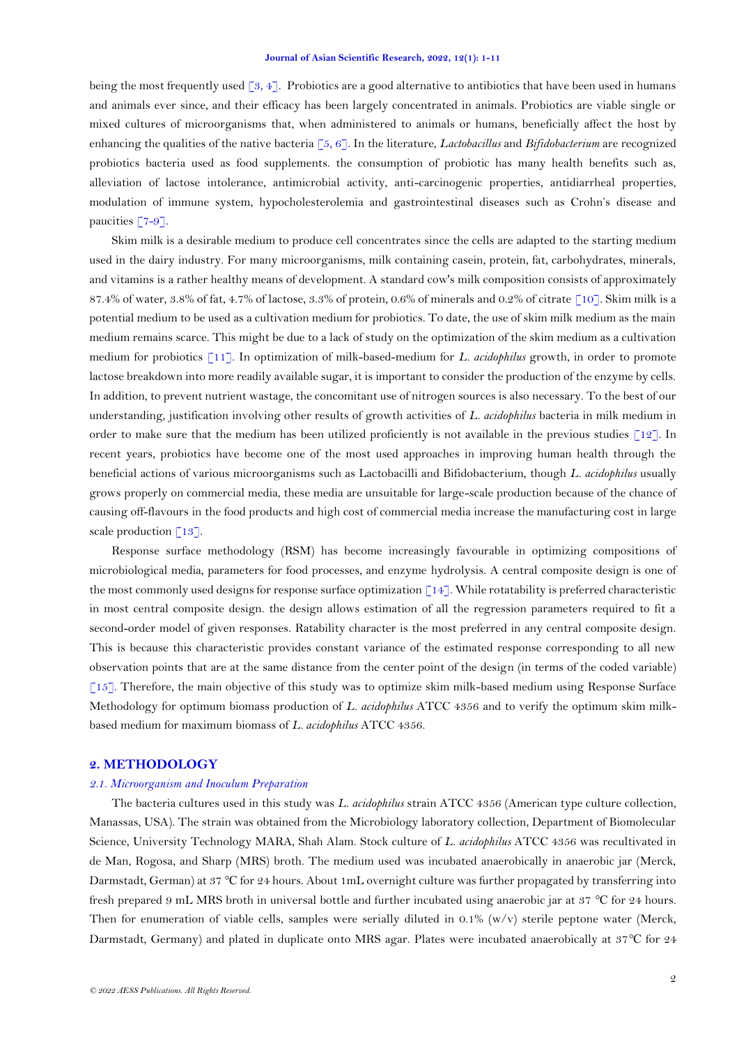being the most frequently used [3, 4]. Probiotics are a good alternative to antibiotics that have been used in humans and animals ever since, and their efficacy has been largely concentrated in animals. Probiotics are viable single or mixed cultures of microorganisms that, when administered to animals or humans, beneficially affect the host by enhancing the qualities of the native bacteria [5, 6]. In the literature, *Lactobacillus* and *Bifidobacterium* are recognized probiotics bacteria used as food supplements. the consumption of probiotic has many health benefits such as, alleviation of lactose intolerance, antimicrobial activity, anti-carcinogenic properties, antidiarrheal properties, modulation of immune system, hypocholesterolemia and gastrointestinal diseases such as Crohn's disease and paucities [7-9].

Skim milk is a desirable medium to produce cell concentrates since the cells are adapted to the starting medium used in the dairy industry. For many microorganisms, milk containing casein, protein, fat, carbohydrates, minerals, and vitamins is a rather healthy means of development. A standard cow's milk composition consists of approximately 87.4% of water, 3.8% of fat, 4.7% of lactose, 3.3% of protein, 0.6% of minerals and 0.2% of citrate [10]. Skim milk is a potential medium to be used as a cultivation medium for probiotics. To date, the use of skim milk medium as the main medium remains scarce. This might be due to a lack of study on the optimization of the skim medium as a cultivation medium for probiotics [11]. In optimization of milk-based-medium for *L. acidophilus* growth, in order to promote lactose breakdown into more readily available sugar, it is important to consider the production of the enzyme by cells. In addition, to prevent nutrient wastage, the concomitant use of nitrogen sources is also necessary. To the best of our understanding, justification involving other results of growth activities of *L. acidophilus* bacteria in milk medium in order to make sure that the medium has been utilized proficiently is not available in the previous studies [12]. In recent years, probiotics have become one of the most used approaches in improving human health through the beneficial actions of various microorganisms such as Lactobacilli and Bifidobacterium, though *L. acidophilus* usually grows properly on commercial media, these media are unsuitable for large-scale production because of the chance of causing off-flavours in the food products and high cost of commercial media increase the manufacturing cost in large scale production [13].

Response surface methodology (RSM) has become increasingly favourable in optimizing compositions of microbiological media, parameters for food processes, and enzyme hydrolysis. A central composite design is one of the most commonly used designs for response surface optimization [14]. While rotatability is preferred characteristic in most central composite design. the design allows estimation of all the regression parameters required to fit a second-order model of given responses. Ratability character is the most preferred in any central composite design. This is because this characteristic provides constant variance of the estimated response corresponding to all new observation points that are at the same distance from the center point of the design (in terms of the coded variable) [15]. Therefore, the main objective of this study was to optimize skim milk-based medium using Response Surface Methodology for optimum biomass production of *L. acidophilus* ATCC 4356 and to verify the optimum skim milk-based medium for maximum biomass of *L. acidophilus* ATCC 4356.

## 2. METHODOLOGY

### *2.1. Microorganism and Inoculum Preparation*

The bacteria cultures used in this study was *L. acidophilus* strain ATCC 4356 (American type culture collection, Manassas, USA). The strain was obtained from the Microbiology laboratory collection, Department of Biomolecular Science, University Technology MARA, Shah Alam. Stock culture of *L. acidophilus* ATCC 4356 was recultivated in de Man, Rogosa, and Sharp (MRS) broth. The medium used was incubated anaerobically in anaerobic jar (Merck, Darmstadt, German) at 37 °C for 24 hours. About 1mL overnight culture was further propagated by transferring into fresh prepared 9 mL MRS broth in universal bottle and further incubated using anaerobic jar at 37 °C for 24 hours. Then for enumeration of viable cells, samples were serially diluted in 0.1% (w/v) sterile peptone water (Merck, Darmstadt, Germany) and plated in duplicate onto MRS agar. Plates were incubated anaerobically at 37°C for 24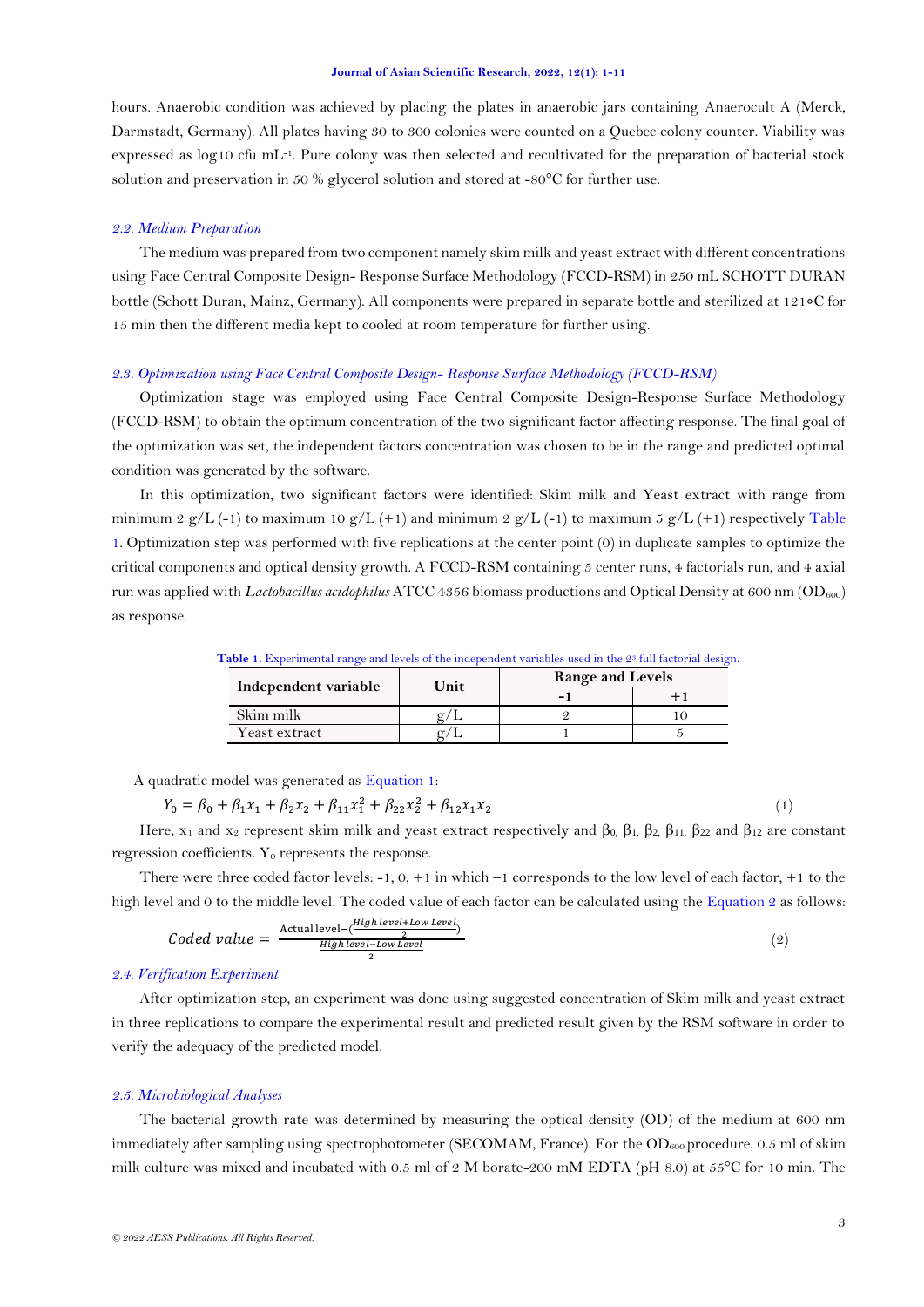hours. Anaerobic condition was achieved by placing the plates in anaerobic jars containing Anaerocult A (Merck, Darmstadt, Germany). All plates having 30 to 300 colonies were counted on a Quebec colony counter. Viability was expressed as log10 cfu $mL^{-1}$. Pure colony was then selected and recultivated for the preparation of bacterial stock solution and preservation in 50 % glycerol solution and stored at -80°C for further use.

### *2.2. Medium Preparation*

The medium was prepared from two component namely skim milk and yeast extract with different concentrations using Face Central Composite Design- Response Surface Methodology (FCCD-RSM) in 250 mL SCHOTT DURAN bottle (Schott Duran, Mainz, Germany). All components were prepared in separate bottle and sterilized at 121∘C for 15 min then the different media kept to cooled at room temperature for further using.

### *2.3. Optimization using Face Central Composite Design- Response Surface Methodology (FCCD-RSM)*

Optimization stage was employed using Face Central Composite Design-Response Surface Methodology (FCCD-RSM) to obtain the optimum concentration of the two significant factor affecting response. The final goal of the optimization was set, the independent factors concentration was chosen to be in the range and predicted optimal condition was generated by the software.

In this optimization, two significant factors were identified: Skim milk and Yeast extract with range from minimum 2 g/L (-1) to maximum 10 g/L (+1) and minimum 2 g/L (-1) to maximum 5 g/L (+1) respectively Table 1. Optimization step was performed with five replications at the center point (0) in duplicate samples to optimize the critical components and optical density growth. A FCCD-RSM containing 5 center runs, 4 factorials run, and 4 axial run was applied with *Lactobacillus acidophilus* ATCC 4356 biomass productions and Optical Density at 600 nm ($OD_{600}$) as response.

**Table 1.** Experimental range and levels of the independent variables used in the $2^3$ full factorial design.

| Independent variable | Unit | Range and Levels | |
|---|---|---|---|
| | | -1 | +1 |
| Skim milk | g/L | 2 | 10 |
| Yeast extract | g/L | 1 | 5 |

A quadratic model was generated as Equation 1:

$$Y_0 = \beta_0 + \beta_1 x_1 + \beta_2 x_2 + \beta_{11} x_1^2 + \beta_{22} x_2^2 + \beta_{12} x_1 x_2 \quad (1)$$

Here, $x_1$ and $x_2$ represent skim milk and yeast extract respectively and $\beta_0$, $\beta_1$, $\beta_2$, $\beta_{11}$, $\beta_{22}$ and $\beta_{12}$ are constant regression coefficients. $Y_0$ represents the response.

There were three coded factor levels: -1, 0, +1 in which −1 corresponds to the low level of each factor, +1 to the high level and 0 to the middle level. The coded value of each factor can be calculated using the Equation 2 as follows:

$$Coded\ value = \frac{\text{Actual level} - \left(\frac{High\ level + Low\ Level}{2}\right)}{\frac{High\ level - Low\ Level}{2}} \quad (2)$$

### *2.4. Verification Experiment*

After optimization step, an experiment was done using suggested concentration of Skim milk and yeast extract in three replications to compare the experimental result and predicted result given by the RSM software in order to verify the adequacy of the predicted model.

### *2.5. Microbiological Analyses*

The bacterial growth rate was determined by measuring the optical density (OD) of the medium at 600 nm immediately after sampling using spectrophotometer (SECOMAM, France). For the $OD_{600}$ procedure, 0.5 ml of skim milk culture was mixed and incubated with 0.5 ml of 2 M borate-200 mM EDTA (pH 8.0) at 55°C for 10 min. The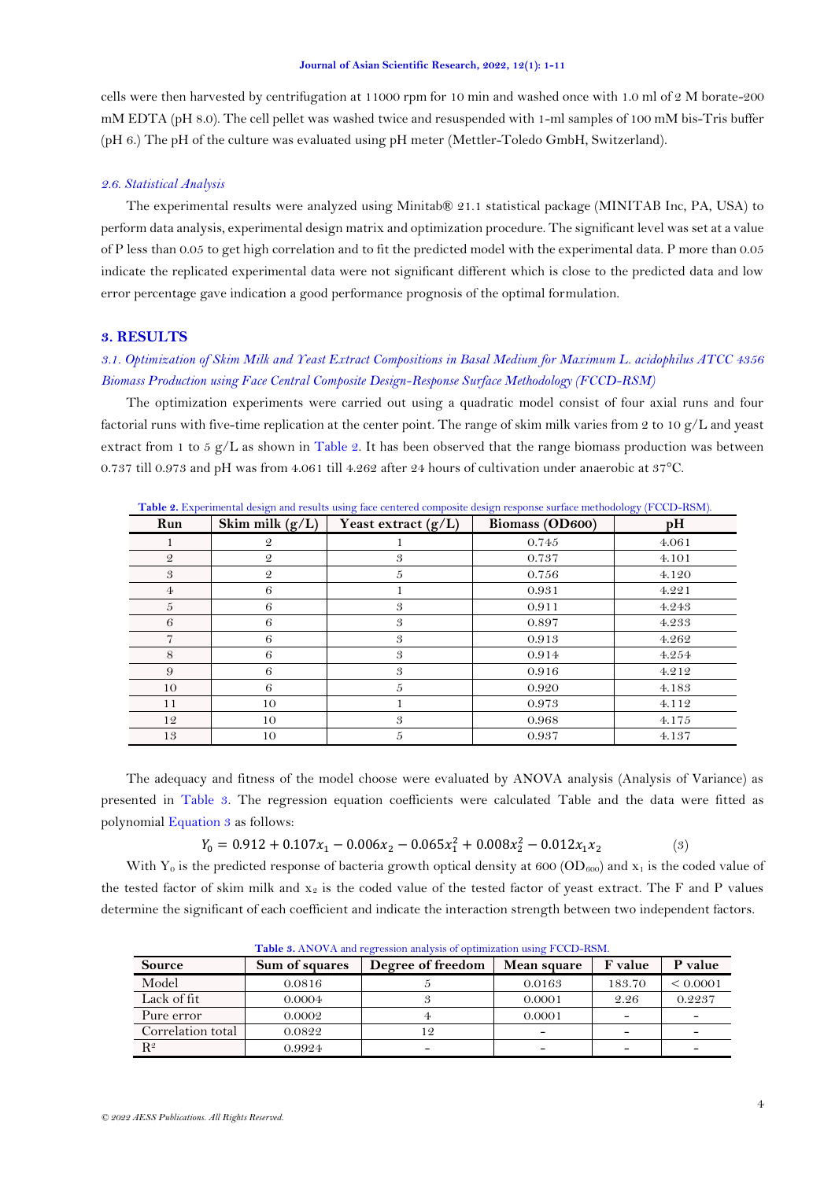cells were then harvested by centrifugation at 11000 rpm for 10 min and washed once with 1.0 ml of 2 M borate-200 mM EDTA (pH 8.0). The cell pellet was washed twice and resuspended with 1-ml samples of 100 mM bis-Tris buffer (pH 6.) The pH of the culture was evaluated using pH meter (Mettler-Toledo GmbH, Switzerland).

### *2.6. Statistical Analysis*

The experimental results were analyzed using Minitab® 21.1 statistical package (MINITAB Inc, PA, USA) to perform data analysis, experimental design matrix and optimization procedure. The significant level was set at a value of P less than 0.05 to get high correlation and to fit the predicted model with the experimental data. P more than 0.05 indicate the replicated experimental data were not significant different which is close to the predicted data and low error percentage gave indication a good performance prognosis of the optimal formulation.

## 3. RESULTS

### *3.1. Optimization of Skim Milk and Yeast Extract Compositions in Basal Medium for Maximum L. acidophilus ATCC 4356 Biomass Production using Face Central Composite Design-Response Surface Methodology (FCCD-RSM)*

The optimization experiments were carried out using a quadratic model consist of four axial runs and four factorial runs with five-time replication at the center point. The range of skim milk varies from 2 to 10 g/L and yeast extract from 1 to 5 g/L as shown in Table 2. It has been observed that the range biomass production was between 0.737 till 0.973 and pH was from 4.061 till 4.262 after 24 hours of cultivation under anaerobic at 37°C.

**Table 2.** Experimental design and results using face centered composite design response surface methodology (FCCD-RSM).

| Run | Skim milk (g/L) | Yeast extract (g/L) | Biomass (OD600) | pH |
|---|---|---|---|---|
| 1 | 2 | 1 | 0.745 | 4.061 |
| 2 | 2 | 3 | 0.737 | 4.101 |
| 3 | 2 | 5 | 0.756 | 4.120 |
| 4 | 6 | 1 | 0.931 | 4.221 |
| 5 | 6 | 3 | 0.911 | 4.243 |
| 6 | 6 | 3 | 0.897 | 4.233 |
| 7 | 6 | 3 | 0.913 | 4.262 |
| 8 | 6 | 3 | 0.914 | 4.254 |
| 9 | 6 | 3 | 0.916 | 4.212 |
| 10 | 6 | 5 | 0.920 | 4.183 |
| 11 | 10 | 1 | 0.973 | 4.112 |
| 12 | 10 | 3 | 0.968 | 4.175 |
| 13 | 10 | 5 | 0.937 | 4.137 |

The adequacy and fitness of the model choose were evaluated by ANOVA analysis (Analysis of Variance) as presented in Table 3. The regression equation coefficients were calculated Table and the data were fitted as polynomial Equation 3 as follows:

$$Y_0 = 0.912 + 0.107x_1 - 0.006x_2 - 0.065x_1^2 + 0.008x_2^2 - 0.012x_1x_2 \quad (3)$$

With $Y_0$ is the predicted response of bacteria growth optical density at 600 ($OD_{600}$) and $x_1$ is the coded value of the tested factor of skim milk and $x_2$ is the coded value of the tested factor of yeast extract. The F and P values determine the significant of each coefficient and indicate the interaction strength between two independent factors.

**Table 3.** ANOVA and regression analysis of optimization using FCCD-RSM.

| Source | Sum of squares | Degree of freedom | Mean square | F value | P value |
|---|---|---|---|---|---|
| Model | 0.0816 | 5 | 0.0163 | 183.70 | < 0.0001 |
| Lack of fit | 0.0004 | 3 | 0.0001 | 2.26 | 0.2237 |
| Pure error | 0.0002 | 4 | 0.0001 | - | - |
| Correlation total | 0.0822 | 12 | - | - | - |
| $R^2$ | 0.9924 | - | - | - | - |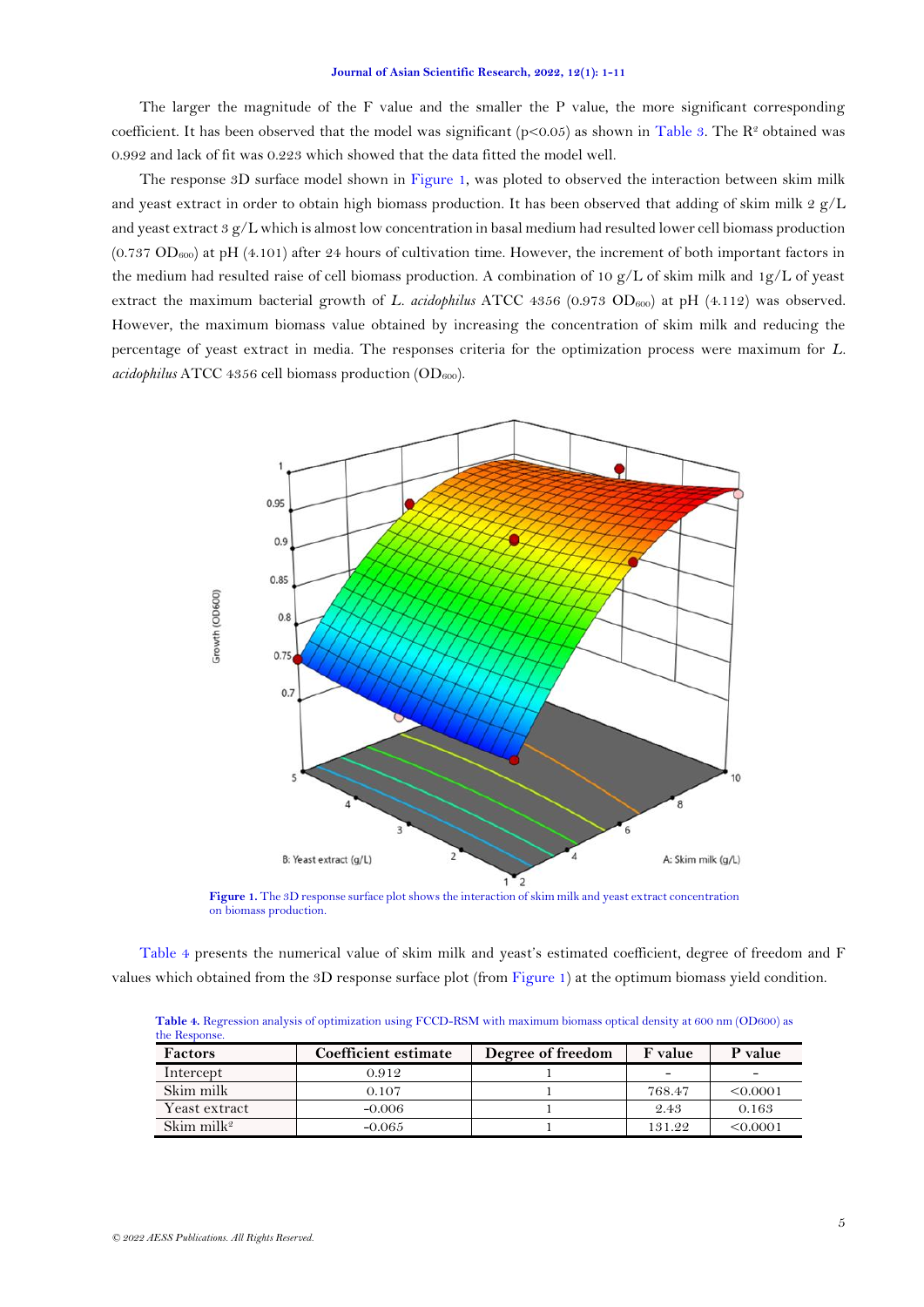The larger the magnitude of the F value and the smaller the P value, the more significant corresponding coefficient. It has been observed that the model was significant ($p<0.05$) as shown in Table 3. The $R^2$ obtained was 0.992 and lack of fit was 0.223 which showed that the data fitted the model well.

The response 3D surface model shown in Figure 1, was ploted to observed the interaction between skim milk and yeast extract in order to obtain high biomass production. It has been observed that adding of skim milk 2 g/L and yeast extract 3 g/L which is almost low concentration in basal medium had resulted lower cell biomass production (0.737 $OD_{600}$) at pH (4.101) after 24 hours of cultivation time. However, the increment of both important factors in the medium had resulted raise of cell biomass production. A combination of 10 g/L of skim milk and 1g/L of yeast extract the maximum bacterial growth of *L. acidophilus* ATCC 4356 (0.973 $OD_{600}$) at pH (4.112) was observed. However, the maximum biomass value obtained by increasing the concentration of skim milk and reducing the percentage of yeast extract in media. The responses criteria for the optimization process were maximum for *L. acidophilus* ATCC 4356 cell biomass production ($OD_{600}$).

**Figure 1.** The 3D response surface plot shows the interaction of skim milk and yeast extract concentration on biomass production.

Table 4 presents the numerical value of skim milk and yeast's estimated coefficient, degree of freedom and F values which obtained from the 3D response surface plot (from Figure 1) at the optimum biomass yield condition.

**Table 4.** Regression analysis of optimization using FCCD-RSM with maximum biomass optical density at 600 nm (OD600) as the Response.

| Factors | Coefficient estimate | Degree of freedom | F value | P value |
|---|---|---|---|---|
| Intercept | 0.912 | 1 | - | - |
| Skim milk | 0.107 | 1 | 768.47 | <0.0001 |
| Yeast extract | -0.006 | 1 | 2.43 | 0.163 |
| Skim milk$^2$ | -0.065 | 1 | 131.22 | <0.0001 |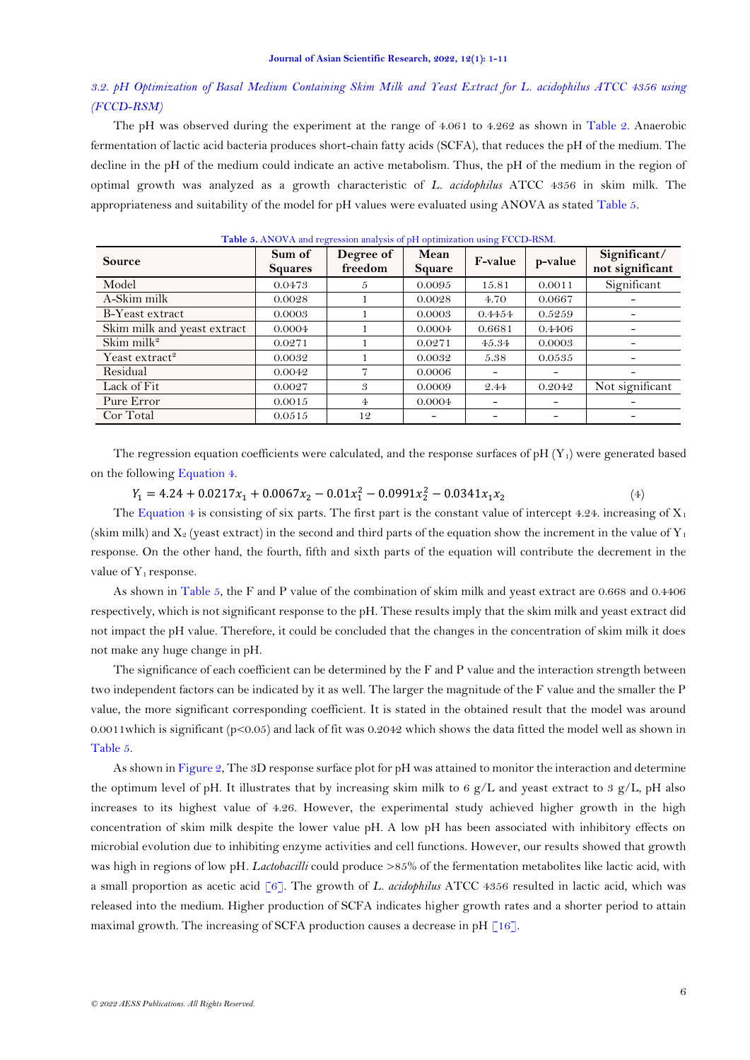### *3.2. pH Optimization of Basal Medium Containing Skim Milk and Yeast Extract for L. acidophilus ATCC 4356 using (FCCD-RSM)*

The pH was observed during the experiment at the range of 4.061 to 4.262 as shown in Table 2. Anaerobic fermentation of lactic acid bacteria produces short-chain fatty acids (SCFA), that reduces the pH of the medium. The decline in the pH of the medium could indicate an active metabolism. Thus, the pH of the medium in the region of optimal growth was analyzed as a growth characteristic of *L. acidophilus* ATCC 4356 in skim milk. The appropriateness and suitability of the model for pH values were evaluated using ANOVA as stated Table 5.

**Table 5.** ANOVA and regression analysis of pH optimization using FCCD-RSM.

| Source | Sum of Squares | Degree of freedom | Mean Square | F-value | p-value | Significant/ not significant |
|---|---|---|---|---|---|---|
| Model | 0.0473 | 5 | 0.0095 | 15.81 | 0.0011 | Significant |
| A-Skim milk | 0.0028 | 1 | 0.0028 | 4.70 | 0.0667 | - |
| B-Yeast extract | 0.0003 | 1 | 0.0003 | 0.4454 | 0.5259 | - |
| Skim milk and yeast extract | 0.0004 | 1 | 0.0004 | 0.6681 | 0.4406 | - |
| Skim milk² | 0.0271 | 1 | 0.0271 | 45.34 | 0.0003 | - |
| Yeast extract² | 0.0032 | 1 | 0.0032 | 5.38 | 0.0535 | - |
| Residual | 0.0042 | 7 | 0.0006 | - | - | - |
| Lack of Fit | 0.0027 | 3 | 0.0009 | 2.44 | 0.2042 | Not significant |
| Pure Error | 0.0015 | 4 | 0.0004 | - | - | - |
| Cor Total | 0.0515 | 12 | - | - | - | - |

The regression equation coefficients were calculated, and the response surfaces of pH ($Y_1$) were generated based on the following Equation 4.

$$Y_1 = 4.24 + 0.0217x_1 + 0.0067x_2 - 0.01x_1^2 - 0.0991x_2^2 - 0.0341x_1x_2 \quad (4)$$

The Equation 4 is consisting of six parts. The first part is the constant value of intercept 4.24. increasing of $X_1$ (skim milk) and $X_2$ (yeast extract) in the second and third parts of the equation show the increment in the value of $Y_1$ response. On the other hand, the fourth, fifth and sixth parts of the equation will contribute the decrement in the value of $Y_1$ response.

As shown in Table 5, the F and P value of the combination of skim milk and yeast extract are 0.668 and 0.4406 respectively, which is not significant response to the pH. These results imply that the skim milk and yeast extract did not impact the pH value. Therefore, it could be concluded that the changes in the concentration of skim milk it does not make any huge change in pH.

The significance of each coefficient can be determined by the F and P value and the interaction strength between two independent factors can be indicated by it as well. The larger the magnitude of the F value and the smaller the P value, the more significant corresponding coefficient. It is stated in the obtained result that the model was around 0.0011which is significant ($p<0.05$) and lack of fit was 0.2042 which shows the data fitted the model well as shown in Table 5.

As shown in Figure 2, The 3D response surface plot for pH was attained to monitor the interaction and determine the optimum level of pH. It illustrates that by increasing skim milk to 6 g/L and yeast extract to 3 g/L, pH also increases to its highest value of 4.26. However, the experimental study achieved higher growth in the high concentration of skim milk despite the lower value pH. A low pH has been associated with inhibitory effects on microbial evolution due to inhibiting enzyme activities and cell functions. However, our results showed that growth was high in regions of low pH. *Lactobacilli* could produce >85% of the fermentation metabolites like lactic acid, with a small proportion as acetic acid [6]. The growth of *L. acidophilus* ATCC 4356 resulted in lactic acid, which was released into the medium. Higher production of SCFA indicates higher growth rates and a shorter period to attain maximal growth. The increasing of SCFA production causes a decrease in pH [16].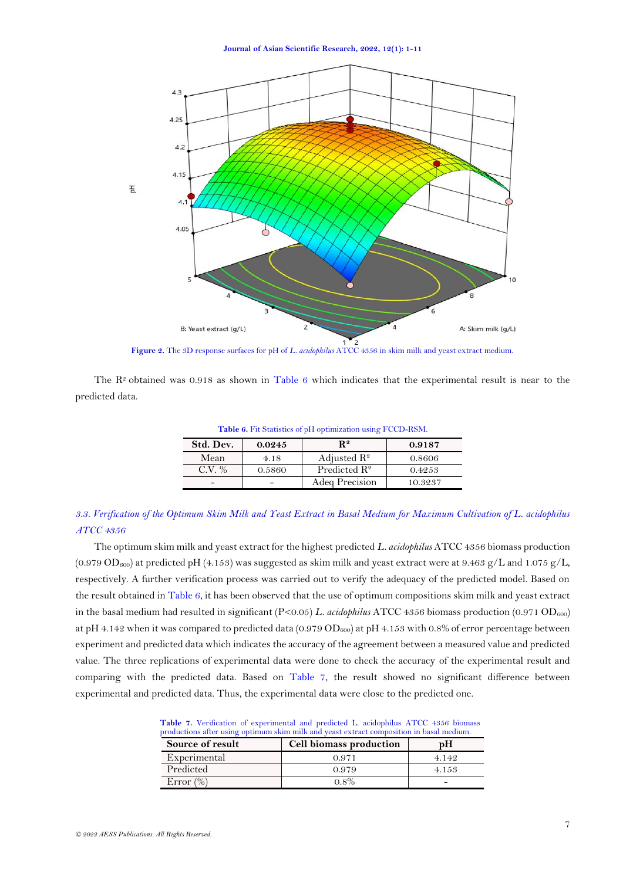Figure 2. The 3D response surfaces for pH of *L. acidophilus* ATCC 4356 in skim milk and yeast extract medium.

The $R^2$ obtained was 0.918 as shown in Table 6 which indicates that the experimental result is near to the predicted data.

Table 6. Fit Statistics of pH optimization using FCCD-RSM.

| Std. Dev. | 0.0245 | $R^2$ | 0.9187 |
|---|---|---|---|
| Mean | 4.18 | Adjusted $R^2$ | 0.8606 |
| C.V. % | 0.5860 | Predicted $R^2$ | 0.4253 |
| - | - | Adeq Precision | 10.3237 |

### *3.3. Verification of the Optimum Skim Milk and Yeast Extract in Basal Medium for Maximum Cultivation of L. acidophilus ATCC 4356*

The optimum skim milk and yeast extract for the highest predicted *L. acidophilus* ATCC 4356 biomass production (0.979 $OD_{600}$) at predicted pH (4.153) was suggested as skim milk and yeast extract were at 9.463 g/L and 1.075 g/L, respectively. A further verification process was carried out to verify the adequacy of the predicted model. Based on the result obtained in Table 6, it has been observed that the use of optimum compositions skim milk and yeast extract in the basal medium had resulted in significant ($P<0.05$) *L. acidophilus* ATCC 4356 biomass production (0.971 $OD_{600}$) at pH 4.142 when it was compared to predicted data (0.979 $OD_{600}$) at pH 4.153 with 0.8% of error percentage between experiment and predicted data which indicates the accuracy of the agreement between a measured value and predicted value. The three replications of experimental data were done to check the accuracy of the experimental result and comparing with the predicted data. Based on Table 7, the result showed no significant difference between experimental and predicted data. Thus, the experimental data were close to the predicted one.

Table 7. Verification of experimental and predicted L. acidophilus ATCC 4356 biomass productions after using optimum skim milk and yeast extract composition in basal medium.

| Source of result | Cell biomass production | pH |
|---|---|---|
| Experimental | 0.971 | 4.142 |
| Predicted | 0.979 | 4.153 |
| Error (%) | 0.8% | - |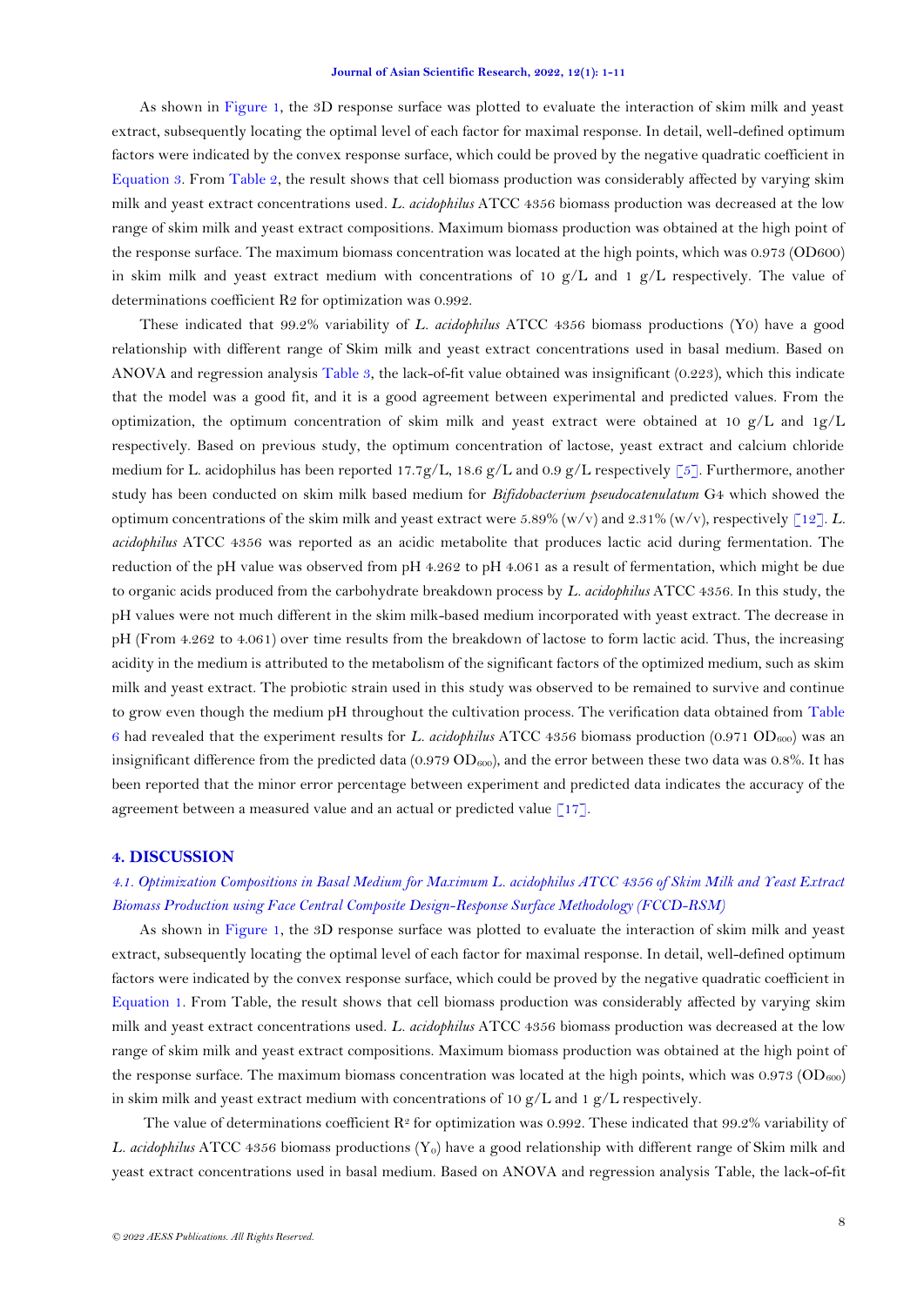As shown in Figure 1, the 3D response surface was plotted to evaluate the interaction of skim milk and yeast extract, subsequently locating the optimal level of each factor for maximal response. In detail, well-defined optimum factors were indicated by the convex response surface, which could be proved by the negative quadratic coefficient in Equation 3. From Table 2, the result shows that cell biomass production was considerably affected by varying skim milk and yeast extract concentrations used. *L. acidophilus* ATCC 4356 biomass production was decreased at the low range of skim milk and yeast extract compositions. Maximum biomass production was obtained at the high point of the response surface. The maximum biomass concentration was located at the high points, which was 0.973 (OD600) in skim milk and yeast extract medium with concentrations of 10 g/L and 1 g/L respectively. The value of determinations coefficient R2 for optimization was 0.992.

These indicated that 99.2% variability of *L. acidophilus* ATCC 4356 biomass productions (Y0) have a good relationship with different range of Skim milk and yeast extract concentrations used in basal medium. Based on ANOVA and regression analysis Table 3, the lack-of-fit value obtained was insignificant (0.223), which this indicate that the model was a good fit, and it is a good agreement between experimental and predicted values. From the optimization, the optimum concentration of skim milk and yeast extract were obtained at 10 g/L and 1g/L respectively. Based on previous study, the optimum concentration of lactose, yeast extract and calcium chloride medium for L. acidophilus has been reported 17.7g/L, 18.6 g/L and 0.9 g/L respectively [5]. Furthermore, another study has been conducted on skim milk based medium for *Bifidobacterium pseudocatenulatum* G4 which showed the optimum concentrations of the skim milk and yeast extract were 5.89% (w/v) and 2.31% (w/v), respectively [12]. *L. acidophilus* ATCC 4356 was reported as an acidic metabolite that produces lactic acid during fermentation. The reduction of the pH value was observed from pH 4.262 to pH 4.061 as a result of fermentation, which might be due to organic acids produced from the carbohydrate breakdown process by *L. acidophilus* ATCC 4356. In this study, the pH values were not much different in the skim milk-based medium incorporated with yeast extract. The decrease in pH (From 4.262 to 4.061) over time results from the breakdown of lactose to form lactic acid. Thus, the increasing acidity in the medium is attributed to the metabolism of the significant factors of the optimized medium, such as skim milk and yeast extract. The probiotic strain used in this study was observed to be remained to survive and continue to grow even though the medium pH throughout the cultivation process. The verification data obtained from Table 6 had revealed that the experiment results for *L. acidophilus* ATCC 4356 biomass production (0.971 $OD_{600}$) was an insignificant difference from the predicted data (0.979 $OD_{600}$), and the error between these two data was 0.8%. It has been reported that the minor error percentage between experiment and predicted data indicates the accuracy of the agreement between a measured value and an actual or predicted value [17].

## 4. DISCUSSION

### *4.1. Optimization Compositions in Basal Medium for Maximum L. acidophilus ATCC 4356 of Skim Milk and Yeast Extract Biomass Production using Face Central Composite Design-Response Surface Methodology (FCCD-RSM)*

As shown in Figure 1, the 3D response surface was plotted to evaluate the interaction of skim milk and yeast extract, subsequently locating the optimal level of each factor for maximal response. In detail, well-defined optimum factors were indicated by the convex response surface, which could be proved by the negative quadratic coefficient in Equation 1. From Table, the result shows that cell biomass production was considerably affected by varying skim milk and yeast extract concentrations used. *L. acidophilus* ATCC 4356 biomass production was decreased at the low range of skim milk and yeast extract compositions. Maximum biomass production was obtained at the high point of the response surface. The maximum biomass concentration was located at the high points, which was 0.973 ($OD_{600}$) in skim milk and yeast extract medium with concentrations of 10 g/L and 1 g/L respectively.

The value of determinations coefficient $R^2$ for optimization was 0.992. These indicated that 99.2% variability of *L. acidophilus* ATCC 4356 biomass productions ($Y_0$) have a good relationship with different range of Skim milk and yeast extract concentrations used in basal medium. Based on ANOVA and regression analysis Table, the lack-of-fit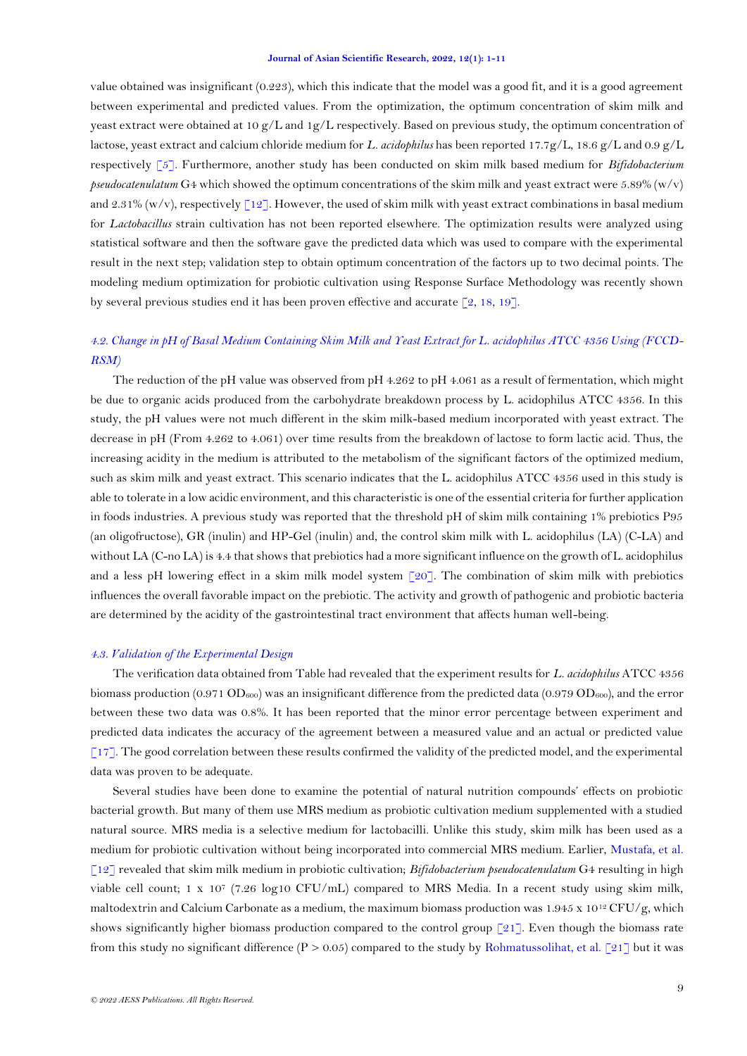value obtained was insignificant (0.223), which this indicate that the model was a good fit, and it is a good agreement between experimental and predicted values. From the optimization, the optimum concentration of skim milk and yeast extract were obtained at 10 g/L and 1g/L respectively. Based on previous study, the optimum concentration of lactose, yeast extract and calcium chloride medium for *L. acidophilus* has been reported 17.7g/L, 18.6 g/L and 0.9 g/L respectively [5]. Furthermore, another study has been conducted on skim milk based medium for *Bifidobacterium pseudocatenulatum* G4 which showed the optimum concentrations of the skim milk and yeast extract were 5.89% (w/v) and 2.31% (w/v), respectively [12]. However, the used of skim milk with yeast extract combinations in basal medium for *Lactobacillus* strain cultivation has not been reported elsewhere. The optimization results were analyzed using statistical software and then the software gave the predicted data which was used to compare with the experimental result in the next step; validation step to obtain optimum concentration of the factors up to two decimal points. The modeling medium optimization for probiotic cultivation using Response Surface Methodology was recently shown by several previous studies end it has been proven effective and accurate [2, 18, 19].

### *4.2. Change in pH of Basal Medium Containing Skim Milk and Yeast Extract for L. acidophilus ATCC 4356 Using (FCCD-RSM)*

The reduction of the pH value was observed from pH 4.262 to pH 4.061 as a result of fermentation, which might be due to organic acids produced from the carbohydrate breakdown process by L. acidophilus ATCC 4356. In this study, the pH values were not much different in the skim milk-based medium incorporated with yeast extract. The decrease in pH (From 4.262 to 4.061) over time results from the breakdown of lactose to form lactic acid. Thus, the increasing acidity in the medium is attributed to the metabolism of the significant factors of the optimized medium, such as skim milk and yeast extract. This scenario indicates that the L. acidophilus ATCC 4356 used in this study is able to tolerate in a low acidic environment, and this characteristic is one of the essential criteria for further application in foods industries. A previous study was reported that the threshold pH of skim milk containing 1% prebiotics P95 (an oligofructose), GR (inulin) and HP-Gel (inulin) and, the control skim milk with L. acidophilus (LA) (C-LA) and without LA (C-no LA) is 4.4 that shows that prebiotics had a more significant influence on the growth of L. acidophilus and a less pH lowering effect in a skim milk model system [20]. The combination of skim milk with prebiotics influences the overall favorable impact on the prebiotic. The activity and growth of pathogenic and probiotic bacteria are determined by the acidity of the gastrointestinal tract environment that affects human well-being.

### *4.3. Validation of the Experimental Design*

The verification data obtained from Table had revealed that the experiment results for *L. acidophilus* ATCC 4356 biomass production (0.971 $OD_{600}$) was an insignificant difference from the predicted data (0.979 $OD_{600}$), and the error between these two data was 0.8%. It has been reported that the minor error percentage between experiment and predicted data indicates the accuracy of the agreement between a measured value and an actual or predicted value [17]. The good correlation between these results confirmed the validity of the predicted model, and the experimental data was proven to be adequate.

Several studies have been done to examine the potential of natural nutrition compounds' effects on probiotic bacterial growth. But many of them use MRS medium as probiotic cultivation medium supplemented with a studied natural source. MRS media is a selective medium for lactobacilli. Unlike this study, skim milk has been used as a medium for probiotic cultivation without being incorporated into commercial MRS medium. Earlier, Mustafa, et al. [12] revealed that skim milk medium in probiotic cultivation; *Bifidobacterium pseudocatenulatum* G4 resulting in high viable cell count; 1 x $10^7$ (7.26 log10 CFU/mL) compared to MRS Media. In a recent study using skim milk, maltodextrin and Calcium Carbonate as a medium, the maximum biomass production was 1.945 x $10^{12}$ CFU/g, which shows significantly higher biomass production compared to the control group [21]. Even though the biomass rate from this study no significant difference ($P > 0.05$) compared to the study by Rohmatussolihat, et al. [21] but it was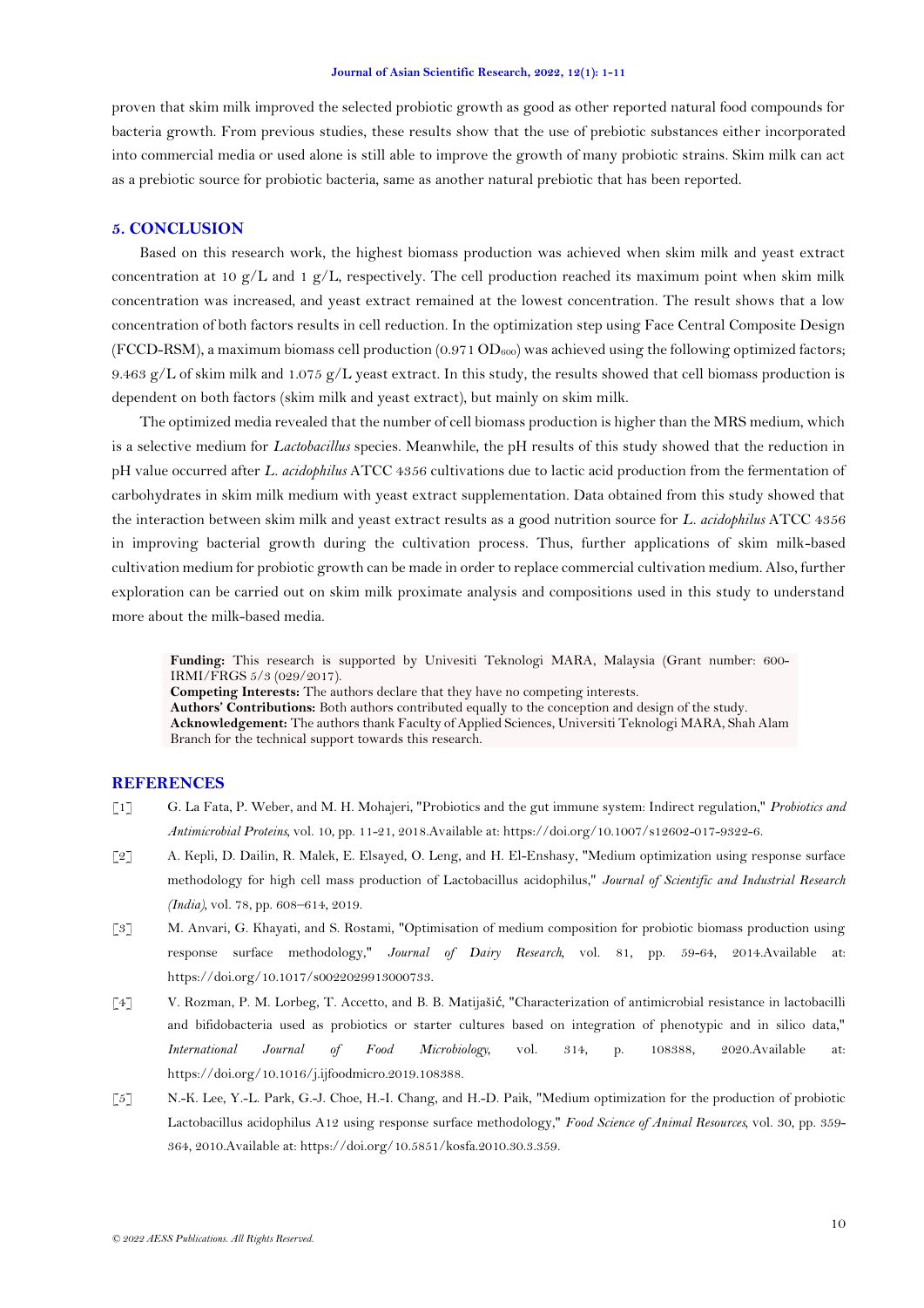proven that skim milk improved the selected probiotic growth as good as other reported natural food compounds for bacteria growth. From previous studies, these results show that the use of prebiotic substances either incorporated into commercial media or used alone is still able to improve the growth of many probiotic strains. Skim milk can act as a prebiotic source for probiotic bacteria, same as another natural prebiotic that has been reported.

## 5. CONCLUSION

Based on this research work, the highest biomass production was achieved when skim milk and yeast extract concentration at 10 g/L and 1 g/L, respectively. The cell production reached its maximum point when skim milk concentration was increased, and yeast extract remained at the lowest concentration. The result shows that a low concentration of both factors results in cell reduction. In the optimization step using Face Central Composite Design (FCCD-RSM), a maximum biomass cell production (0.971 $OD_{600}$) was achieved using the following optimized factors; 9.463 g/L of skim milk and 1.075 g/L yeast extract. In this study, the results showed that cell biomass production is dependent on both factors (skim milk and yeast extract), but mainly on skim milk.

The optimized media revealed that the number of cell biomass production is higher than the MRS medium, which is a selective medium for *Lactobacillus* species. Meanwhile, the pH results of this study showed that the reduction in pH value occurred after *L. acidophilus* ATCC 4356 cultivations due to lactic acid production from the fermentation of carbohydrates in skim milk medium with yeast extract supplementation. Data obtained from this study showed that the interaction between skim milk and yeast extract results as a good nutrition source for *L. acidophilus* ATCC 4356 in improving bacterial growth during the cultivation process. Thus, further applications of skim milk-based cultivation medium for probiotic growth can be made in order to replace commercial cultivation medium. Also, further exploration can be carried out on skim milk proximate analysis and compositions used in this study to understand more about the milk-based media.

**Funding:** This research is supported by Univesiti Teknologi MARA, Malaysia (Grant number: 600-IRMI/FRGS 5/3 (029/2017).
**Competing Interests:** The authors declare that they have no competing interests.
**Authors' Contributions:** Both authors contributed equally to the conception and design of the study.
**Acknowledgement:** The authors thank Faculty of Applied Sciences, Universiti Teknologi MARA, Shah Alam Branch for the technical support towards this research.

## REFERENCES

[1] G. La Fata, P. Weber, and M. H. Mohajeri, "Probiotics and the gut immune system: Indirect regulation," *Probiotics and Antimicrobial Proteins*, vol. 10, pp. 11-21, 2018.Available at: https://doi.org/10.1007/s12602-017-9322-6.

[2] A. Kepli, D. Dailin, R. Malek, E. Elsayed, O. Leng, and H. El-Enshasy, "Medium optimization using response surface methodology for high cell mass production of Lactobacillus acidophilus," *Journal of Scientific and Industrial Research (India)*, vol. 78, pp. 608–614, 2019.

[3] M. Anvari, G. Khayati, and S. Rostami, "Optimisation of medium composition for probiotic biomass production using response surface methodology," *Journal of Dairy Research*, vol. 81, pp. 59-64, 2014.Available at: https://doi.org/10.1017/s0022029913000733.

[4] V. Rozman, P. M. Lorbeg, T. Accetto, and B. B. Matijašić, "Characterization of antimicrobial resistance in lactobacilli and bifidobacteria used as probiotics or starter cultures based on integration of phenotypic and in silico data," *International Journal of Food Microbiology*, vol. 314, p. 108388, 2020.Available at: https://doi.org/10.1016/j.ijfoodmicro.2019.108388.

[5] N.-K. Lee, Y.-L. Park, G.-J. Choe, H.-I. Chang, and H.-D. Paik, "Medium optimization for the production of probiotic Lactobacillus acidophilus A12 using response surface methodology," *Food Science of Animal Resources*, vol. 30, pp. 359-364, 2010.Available at: https://doi.org/10.5851/kosfa.2010.30.3.359.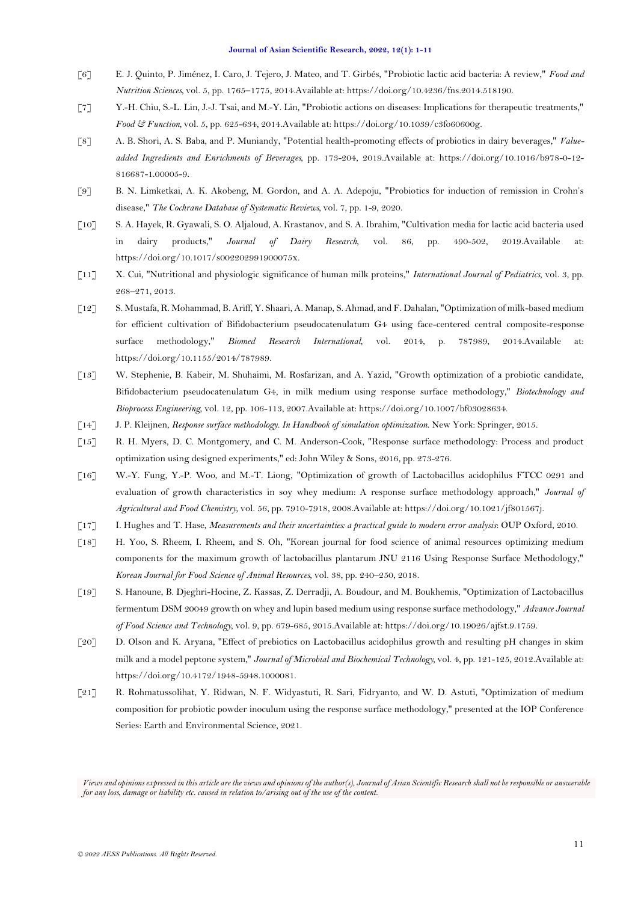[6] E. J. Quinto, P. Jiménez, I. Caro, J. Tejero, J. Mateo, and T. Girbés, "Probiotic lactic acid bacteria: A review," *Food and Nutrition Sciences*, vol. 5, pp. 1765–1775, 2014.Available at: https://doi.org/10.4236/fns.2014.518190.

[7] Y.-H. Chiu, S.-L. Lin, J.-J. Tsai, and M.-Y. Lin, "Probiotic actions on diseases: Implications for therapeutic treatments," *Food & Function*, vol. 5, pp. 625-634, 2014.Available at: https://doi.org/10.1039/c3fo60600g.

[8] A. B. Shori, A. S. Baba, and P. Muniandy, "Potential health-promoting effects of probiotics in dairy beverages," *Value-added Ingredients and Enrichments of Beverages*, pp. 173-204, 2019.Available at: https://doi.org/10.1016/b978-0-12-816687-1.00005-9.

[9] B. N. Limketkai, A. K. Akobeng, M. Gordon, and A. A. Adepoju, "Probiotics for induction of remission in Crohn's disease," *The Cochrane Database of Systematic Reviews*, vol. 7, pp. 1-9, 2020.

[10] S. A. Hayek, R. Gyawali, S. O. Aljaloud, A. Krastanov, and S. A. Ibrahim, "Cultivation media for lactic acid bacteria used in dairy products," *Journal of Dairy Research*, vol. 86, pp. 490-502, 2019.Available at: https://doi.org/10.1017/s002202991900075x.

[11] X. Cui, "Nutritional and physiologic significance of human milk proteins," *International Journal of Pediatrics*, vol. 3, pp. 268–271, 2013.

[12] S. Mustafa, R. Mohammad, B. Ariff, Y. Shaari, A. Manap, S. Ahmad, and F. Dahalan, "Optimization of milk-based medium for efficient cultivation of Bifidobacterium pseudocatenulatum G4 using face-centered central composite-response surface methodology," *Biomed Research International*, vol. 2014, p. 787989, 2014.Available at: https://doi.org/10.1155/2014/787989.

[13] W. Stephenie, B. Kabeir, M. Shuhaimi, M. Rosfarizan, and A. Yazid, "Growth optimization of a probiotic candidate, Bifidobacterium pseudocatenulatum G4, in milk medium using response surface methodology," *Biotechnology and Bioprocess Engineering*, vol. 12, pp. 106-113, 2007.Available at: https://doi.org/10.1007/bf03028634.

[14] J. P. Kleijnen, *Response surface methodology. In Handbook of simulation optimization*. New York: Springer, 2015.

[15] R. H. Myers, D. C. Montgomery, and C. M. Anderson-Cook, "Response surface methodology: Process and product optimization using designed experiments," ed: John Wiley & Sons, 2016, pp. 273-276.

[16] W.-Y. Fung, Y.-P. Woo, and M.-T. Liong, "Optimization of growth of Lactobacillus acidophilus FTCC 0291 and evaluation of growth characteristics in soy whey medium: A response surface methodology approach," *Journal of Agricultural and Food Chemistry*, vol. 56, pp. 7910-7918, 2008.Available at: https://doi.org/10.1021/jf801567j.

[17] I. Hughes and T. Hase, *Measurements and their uncertainties: a practical guide to modern error analysis*: OUP Oxford, 2010.

[18] H. Yoo, S. Rheem, I. Rheem, and S. Oh, "Korean journal for food science of animal resources optimizing medium components for the maximum growth of lactobacillus plantarum JNU 2116 Using Response Surface Methodology," *Korean Journal for Food Science of Animal Resources*, vol. 38, pp. 240–250, 2018.

[19] S. Hanoune, B. Djeghri-Hocine, Z. Kassas, Z. Derradji, A. Boudour, and M. Boukhemis, "Optimization of Lactobacillus fermentum DSM 20049 growth on whey and lupin based medium using response surface methodology," *Advance Journal of Food Science and Technology*, vol. 9, pp. 679-685, 2015.Available at: https://doi.org/10.19026/ajfst.9.1759.

[20] D. Olson and K. Aryana, "Effect of prebiotics on Lactobacillus acidophilus growth and resulting pH changes in skim milk and a model peptone system," *Journal of Microbial and Biochemical Technology*, vol. 4, pp. 121-125, 2012.Available at: https://doi.org/10.4172/1948-5948.1000081.

[21] R. Rohmatussolihat, Y. Ridwan, N. F. Widyastuti, R. Sari, Fidryanto, and W. D. Astuti, "Optimization of medium composition for probiotic powder inoculum using the response surface methodology," presented at the IOP Conference Series: Earth and Environmental Science, 2021.

*Views and opinions expressed in this article are the views and opinions of the author(s), Journal of Asian Scientific Research shall not be responsible or answerable for any loss, damage or liability etc. caused in relation to/arising out of the use of the content.*